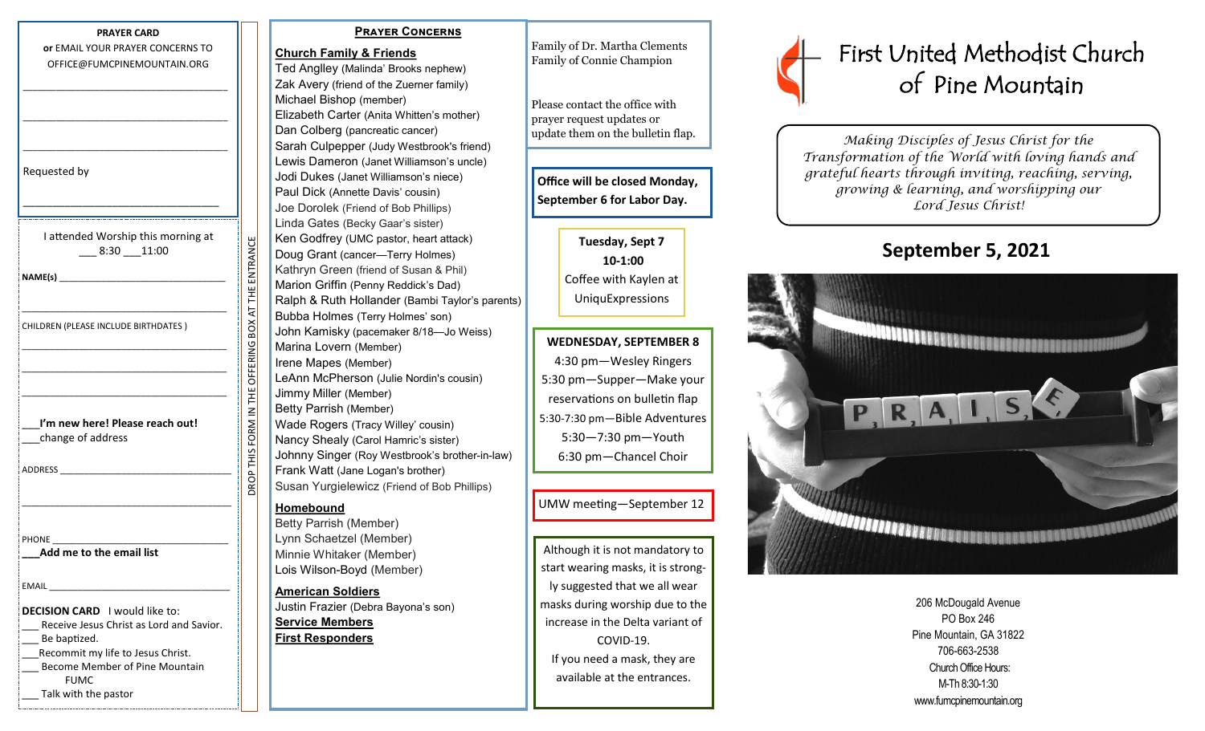**PRAYER CARD**

**or** EMAIL YOUR PRAYER CONCERNS TO OFFICE@FUMCPINEMOUNTAIN.ORG

________________________________

________________________________

________________________________

Requested by

________________________________

I attended Worship this morning at ___ 8:30 ___11:00

**NAME(s)** ________________________________

________________________________

CHILDREN (PLEASE INCLUDE BIRTHDATES )

________________________________

________________________________

________________________________

___**I'm new here! Please reach out!**
___change of address

ADDRESS ________________________________

________________________________

PHONE ________________________________
___**Add me to the email list**

EMAIL ________________________________

**DECISION CARD** I would like to:
___ Receive Jesus Christ as Lord and Savior.
___ Be baptized.
___Recommit my life to Jesus Christ.
___ Become Member of Pine Mountain FUMC
___ Talk with the pastor

DROP THIS FORM IN THE OFFERING BOX AT THE ENTRANCE

## PRAYER CONCERNS

**Church Family & Friends**

Ted Anglley (Malinda' Brooks nephew)
Zak Avery (friend of the Zuerner family)
Michael Bishop (member)
Elizabeth Carter (Anita Whitten's mother)
Dan Colberg (pancreatic cancer)
Sarah Culpepper (Judy Westbrook's friend)
Lewis Dameron (Janet Williamson's uncle)
Jodi Dukes (Janet Williamson's niece)
Paul Dick (Annette Davis' cousin)
Joe Dorolek (Friend of Bob Phillips)
Linda Gates (Becky Gaar's sister)
Ken Godfrey (UMC pastor, heart attack)
Doug Grant (cancer—Terry Holmes)
Kathryn Green (friend of Susan & Phil)
Marion Griffin (Penny Reddick's Dad)
Ralph & Ruth Hollander (Bambi Taylor's parents)
Bubba Holmes (Terry Holmes' son)
John Kamisky (pacemaker 8/18—Jo Weiss)
Marina Lovern (Member)
Irene Mapes (Member)
LeAnn McPherson (Julie Nordin's cousin)
Jimmy Miller (Member)
Betty Parrish (Member)
Wade Rogers (Tracy Willey' cousin)
Nancy Shealy (Carol Hamric's sister)
Johnny Singer (Roy Westbrook's brother-in-law)
Frank Watt (Jane Logan's brother)
Susan Yurgielewicz (Friend of Bob Phillips)

**Homebound**

Betty Parrish (Member)
Lynn Schaetzel (Member)
Minnie Whitaker (Member)
Lois Wilson-Boyd (Member)

**American Soldiers**

Justin Frazier (Debra Bayona's son)

**Service Members**

**First Responders**

Family of Dr. Martha Clements
Family of Connie Champion

Please contact the office with prayer request updates or update them on the bulletin flap.

**Office will be closed Monday, September 6 for Labor Day.**

**Tuesday, Sept 7**
**10-1:00**
Coffee with Kaylen at UniquExpressions

**WEDNESDAY, SEPTEMBER 8**
4:30 pm—Wesley Ringers
5:30 pm—Supper—Make your reservations on bulletin flap
5:30-7:30 pm—Bible Adventures
5:30—7:30 pm—Youth
6:30 pm—Chancel Choir

UMW meeting—September 12

Although it is not mandatory to start wearing masks, it is strongly suggested that we all wear masks during worship due to the increase in the Delta variant of COVID-19.
If you need a mask, they are available at the entrances.

# First United Methodist Church of Pine Mountain

*Making Disciples of Jesus Christ for the Transformation of the World with loving hands and grateful hearts through inviting, reaching, serving, growing & learning, and worshipping our Lord Jesus Christ!*

## September 5, 2021

206 McDougald Avenue
PO Box 246
Pine Mountain, GA 31822
706-663-2538
Church Office Hours:
M-Th 8:30-1:30
www.fumcpinemountain.org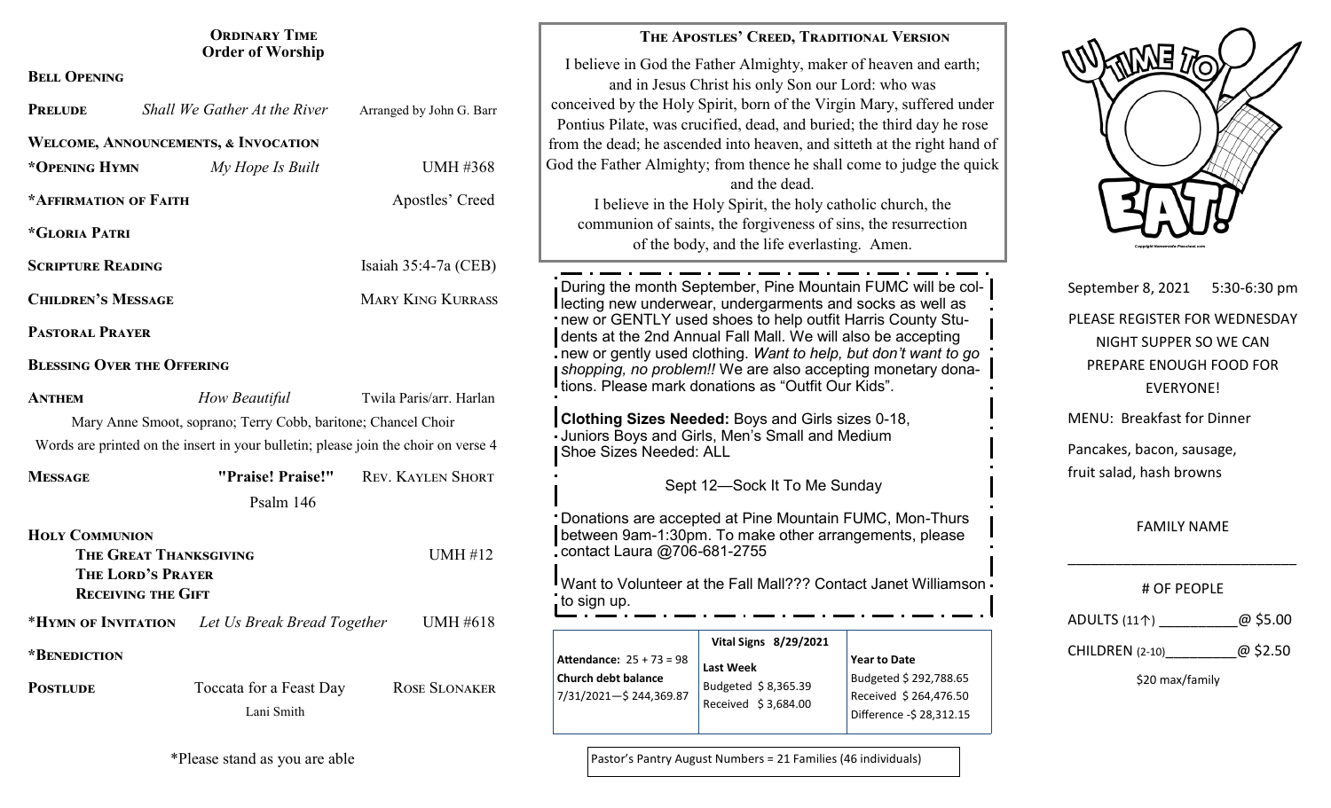## ORDINARY TIME
## Order of Worship

**BELL OPENING**

**PRELUDE** *Shall We Gather At the River* Arranged by John G. Barr

**WELCOME, ANNOUNCEMENTS, & INVOCATION**

***OPENING HYMN** *My Hope Is Built* UMH #368

***AFFIRMATION OF FAITH** Apostles' Creed

***GLORIA PATRI**

**SCRIPTURE READING** Isaiah 35:4-7a (CEB)

**CHILDREN'S MESSAGE** MARY KING KURRASS

**PASTORAL PRAYER**

**BLESSING OVER THE OFFERING**

**ANTHEM** *How Beautiful* Twila Paris/arr. Harlan

Mary Anne Smoot, soprano; Terry Cobb, baritone; Chancel Choir

Words are printed on the insert in your bulletin; please join the choir on verse 4

**MESSAGE** **"Praise! Praise!"** REV. KAYLEN SHORT

Psalm 146

**HOLY COMMUNION**

**THE GREAT THANKSGIVING** UMH #12

**THE LORD'S PRAYER**

**RECEIVING THE GIFT**

***HYMN OF INVITATION** *Let Us Break Bread Together* UMH #618

***BENEDICTION**

**POSTLUDE** Toccata for a Feast Day ROSE SLONAKER

Lani Smith

*Please stand as you are able

## THE APOSTLES' CREED, TRADITIONAL VERSION

I believe in God the Father Almighty, maker of heaven and earth; and in Jesus Christ his only Son our Lord: who was conceived by the Holy Spirit, born of the Virgin Mary, suffered under Pontius Pilate, was crucified, dead, and buried; the third day he rose from the dead; he ascended into heaven, and sitteth at the right hand of God the Father Almighty; from thence he shall come to judge the quick and the dead.

I believe in the Holy Spirit, the holy catholic church, the communion of saints, the forgiveness of sins, the resurrection of the body, and the life everlasting. Amen.

During the month September, Pine Mountain FUMC will be collecting new underwear, undergarments and socks as well as new or GENTLY used shoes to help outfit Harris County Students at the 2nd Annual Fall Mall. We will also be accepting new or gently used clothing. *Want to help, but don't want to go shopping, no problem!!* We are also accepting monetary donations. Please mark donations as "Outfit Our Kids".

**Clothing Sizes Needed:** Boys and Girls sizes 0-18, Juniors Boys and Girls, Men's Small and Medium
Shoe Sizes Needed: ALL

Sept 12—Sock It To Me Sunday

Donations are accepted at Pine Mountain FUMC, Mon-Thurs between 9am-1:30pm. To make other arrangements, please contact Laura @706-681-2755

Want to Volunteer at the Fall Mall??? Contact Janet Williamson to sign up.

| | **Vital Signs 8/29/2021** | |
|---|---|---|
| **Attendance:** 25 + 73 = 98<br>**Church debt balance**<br>7/31/2021—$ 244,369.87 | **Last Week**<br>Budgeted $ 8,365.39<br>Received $ 3,684.00 | **Year to Date**<br>Budgeted $ 292,788.65<br>Received $ 264,476.50<br>Difference -$ 28,312.15 |

Pastor's Pantry August Numbers = 21 Families (46 individuals)

TIME TO EAT!

September 8, 2021 5:30-6:30 pm

PLEASE REGISTER FOR WEDNESDAY NIGHT SUPPER SO WE CAN PREPARE ENOUGH FOOD FOR EVERYONE!

MENU: Breakfast for Dinner

Pancakes, bacon, sausage, fruit salad, hash browns

FAMILY NAME

______________________________

# OF PEOPLE

ADULTS (11↑) __________@ $5.00

CHILDREN (2-10)_________@ $2.50

$20 max/family